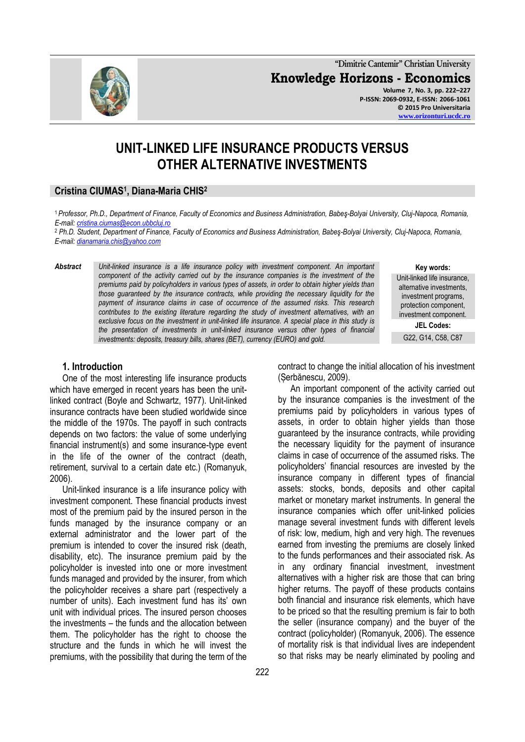# UNIT-LINKED LIFE INSURANCE PRODUCTS VERSUS OTHER ALTERNATIVE INVESTMENTS

## Cristina CIUMAS[1], Diana-Maria CHIS[2]

[1] Professor, Ph.D., Department of Finance, Faculty of Economics and Business Administration, Babeş-Bolyai University, Cluj-Napoca, Romania, E-mail: cristina.ciumas@econ.ubbcluj.ro

[2] Ph.D. Student, Department of Finance, Faculty of Economics and Business Administration, Babeş-Bolyai University, Cluj-Napoca, Romania, E-mail: dianamaria.chis@yahoo.com

**Abstract** *Unit-linked insurance is a life insurance policy with investment component. An important component of the activity carried out by the insurance companies is the investment of the premiums paid by policyholders in various types of assets, in order to obtain higher yields than those guaranteed by the insurance contracts, while providing the necessary liquidity for the payment of insurance claims in case of occurrence of the assumed risks. This research contributes to the existing literature regarding the study of investment alternatives, with an exclusive focus on the investment in unit-linked life insurance. A special place in this study is the presentation of investments in unit-linked insurance versus other types of financial investments: deposits, treasury bills, shares (BET), currency (EURO) and gold.*

**Key words:** Unit-linked life insurance, alternative investments, investment programs, protection component, investment component.

**JEL Codes:** G22, G14, C58, C87

### 1. Introduction

One of the most interesting life insurance products which have emerged in recent years has been the unit-linked contract (Boyle and Schwartz, 1977). Unit-linked insurance contracts have been studied worldwide since the middle of the 1970s. The payoff in such contracts depends on two factors: the value of some underlying financial instrument(s) and some insurance-type event in the life of the owner of the contract (death, retirement, survival to a certain date etc.) (Romanyuk, 2006).

Unit-linked insurance is a life insurance policy with investment component. These financial products invest most of the premium paid by the insured person in the funds managed by the insurance company or an external administrator and the lower part of the premium is intended to cover the insured risk (death, disability, etc). The insurance premium paid by the policyholder is invested into one or more investment funds managed and provided by the insurer, from which the policyholder receives a share part (respectively a number of units). Each investment fund has its' own unit with individual prices. The insured person chooses the investments – the funds and the allocation between them. The policyholder has the right to choose the structure and the funds in which he will invest the premiums, with the possibility that during the term of the contract to change the initial allocation of his investment (Şerbănescu, 2009).

An important component of the activity carried out by the insurance companies is the investment of the premiums paid by policyholders in various types of assets, in order to obtain higher yields than those guaranteed by the insurance contracts, while providing the necessary liquidity for the payment of insurance claims in case of occurrence of the assumed risks. The policyholders' financial resources are invested by the insurance company in different types of financial assets: stocks, bonds, deposits and other capital market or monetary market instruments. In general the insurance companies which offer unit-linked policies manage several investment funds with different levels of risk: low, medium, high and very high. The revenues earned from investing the premiums are closely linked to the funds performances and their associated risk. As in any ordinary financial investment, investment alternatives with a higher risk are those that can bring higher returns. The payoff of these products contains both financial and insurance risk elements, which have to be priced so that the resulting premium is fair to both the seller (insurance company) and the buyer of the contract (policyholder) (Romanyuk, 2006). The essence of mortality risk is that individual lives are independent so that risks may be nearly eliminated by pooling and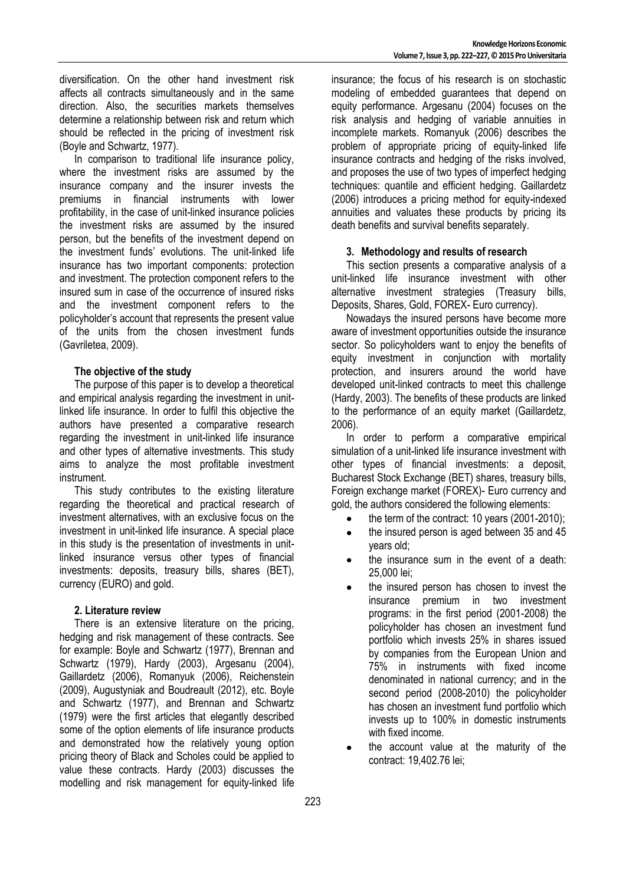diversification. On the other hand investment risk affects all contracts simultaneously and in the same direction. Also, the securities markets themselves determine a relationship between risk and return which should be reflected in the pricing of investment risk (Boyle and Schwartz, 1977).

In comparison to traditional life insurance policy, where the investment risks are assumed by the insurance company and the insurer invests the premiums in financial instruments with lower profitability, in the case of unit-linked insurance policies the investment risks are assumed by the insured person, but the benefits of the investment depend on the investment funds' evolutions. The unit-linked life insurance has two important components: protection and investment. The protection component refers to the insured sum in case of the occurrence of insured risks and the investment component refers to the policyholder's account that represents the present value of the units from the chosen investment funds (Gavriletea, 2009).

### The objective of the study

The purpose of this paper is to develop a theoretical and empirical analysis regarding the investment in unit-linked life insurance. In order to fulfil this objective the authors have presented a comparative research regarding the investment in unit-linked life insurance and other types of alternative investments. This study aims to analyze the most profitable investment instrument.

This study contributes to the existing literature regarding the theoretical and practical research of investment alternatives, with an exclusive focus on the investment in unit-linked life insurance. A special place in this study is the presentation of investments in unit-linked insurance versus other types of financial investments: deposits, treasury bills, shares (BET), currency (EURO) and gold.

## 2. Literature review

There is an extensive literature on the pricing, hedging and risk management of these contracts. See for example: Boyle and Schwartz (1977), Brennan and Schwartz (1979), Hardy (2003), Argesanu (2004), Gaillardetz (2006), Romanyuk (2006), Reichenstein (2009), Augustyniak and Boudreault (2012), etc. Boyle and Schwartz (1977), and Brennan and Schwartz (1979) were the first articles that elegantly described some of the option elements of life insurance products and demonstrated how the relatively young option pricing theory of Black and Scholes could be applied to value these contracts. Hardy (2003) discusses the modelling and risk management for equity-linked life insurance; the focus of his research is on stochastic modeling of embedded guarantees that depend on equity performance. Argesanu (2004) focuses on the risk analysis and hedging of variable annuities in incomplete markets. Romanyuk (2006) describes the problem of appropriate pricing of equity-linked life insurance contracts and hedging of the risks involved, and proposes the use of two types of imperfect hedging techniques: quantile and efficient hedging. Gaillardetz (2006) introduces a pricing method for equity-indexed annuities and valuates these products by pricing its death benefits and survival benefits separately.

## 3. Methodology and results of research

This section presents a comparative analysis of a unit-linked life insurance investment with other alternative investment strategies (Treasury bills, Deposits, Shares, Gold, FOREX- Euro currency).

Nowadays the insured persons have become more aware of investment opportunities outside the insurance sector. So policyholders want to enjoy the benefits of equity investment in conjunction with mortality protection, and insurers around the world have developed unit-linked contracts to meet this challenge (Hardy, 2003). The benefits of these products are linked to the performance of an equity market (Gaillardetz, 2006).

In order to perform a comparative empirical simulation of a unit-linked life insurance investment with other types of financial investments: a deposit, Bucharest Stock Exchange (BET) shares, treasury bills, Foreign exchange market (FOREX)- Euro currency and gold, the authors considered the following elements:

- the term of the contract: 10 years (2001-2010);
- the insured person is aged between 35 and 45 years old;
- the insurance sum in the event of a death: 25,000 lei;
- the insured person has chosen to invest the insurance premium in two investment programs: in the first period (2001-2008) the policyholder has chosen an investment fund portfolio which invests 25% in shares issued by companies from the European Union and 75% in instruments with fixed income denominated in national currency; and in the second period (2008-2010) the policyholder has chosen an investment fund portfolio which invests up to 100% in domestic instruments with fixed income.
- the account value at the maturity of the contract: 19,402.76 lei;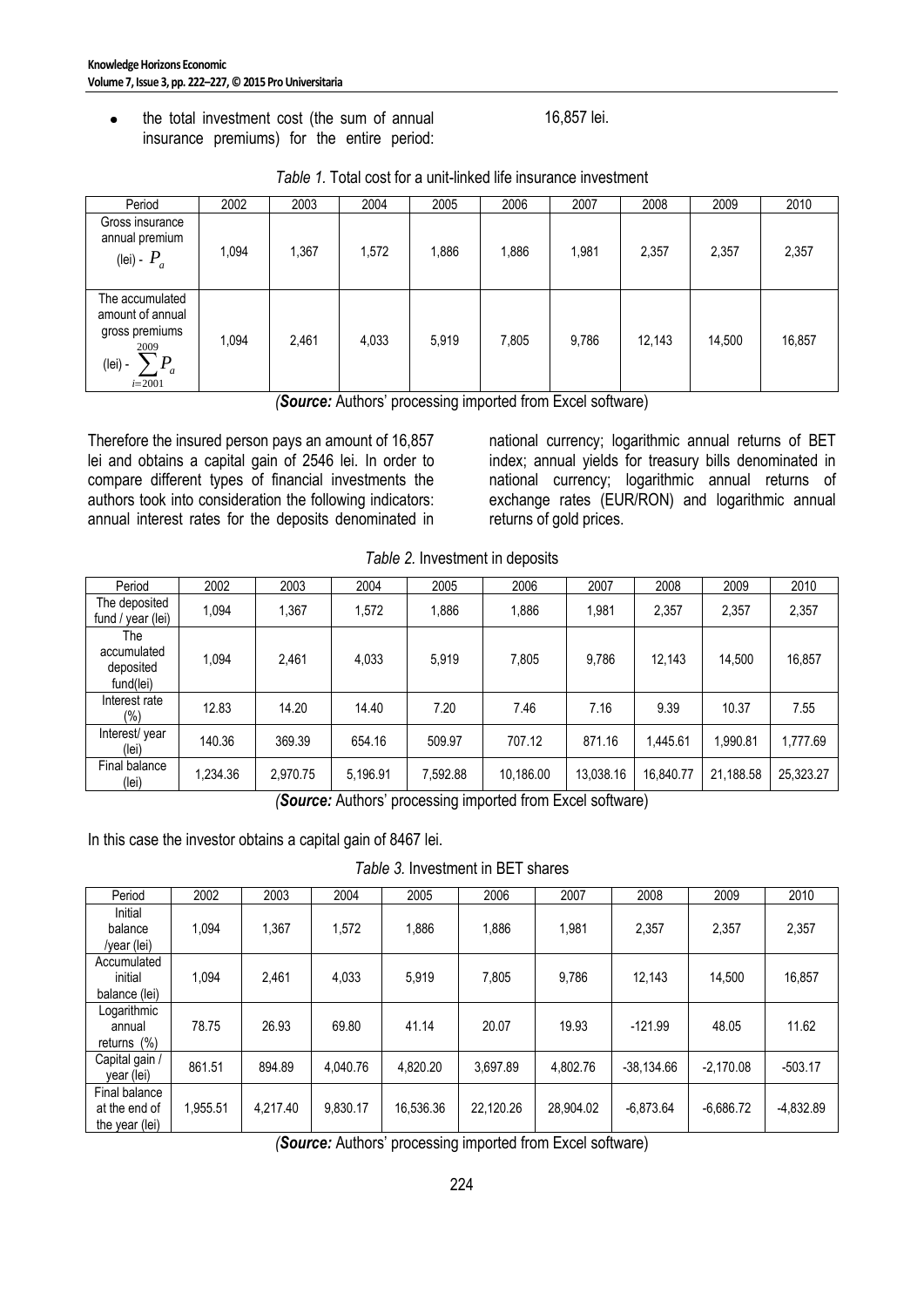- the total investment cost (the sum of annual insurance premiums) for the entire period: 16,857 lei.

*Table 1.* Total cost for a unit-linked life insurance investment

| Period | 2002 | 2003 | 2004 | 2005 | 2006 | 2007 | 2008 | 2009 | 2010 |
|---|---|---|---|---|---|---|---|---|---|
| Gross insurance annual premium (lei) - $P_a$ | 1,094 | 1,367 | 1,572 | 1,886 | 1,886 | 1,981 | 2,357 | 2,357 | 2,357 |
| The accumulated amount of annual gross premiums (lei) - $\sum_{i=2001}^{2009} P_a$ | 1,094 | 2,461 | 4,033 | 5,919 | 7,805 | 9,786 | 12,143 | 14,500 | 16,857 |

*(**Source:** Authors' processing imported from Excel software)*

Therefore the insured person pays an amount of 16,857 lei and obtains a capital gain of 2546 lei. In order to compare different types of financial investments the authors took into consideration the following indicators: annual interest rates for the deposits denominated in national currency; logarithmic annual returns of BET index; annual yields for treasury bills denominated in national currency; logarithmic annual returns of exchange rates (EUR/RON) and logarithmic annual returns of gold prices.

*Table 2.* Investment in deposits

| Period | 2002 | 2003 | 2004 | 2005 | 2006 | 2007 | 2008 | 2009 | 2010 |
|---|---|---|---|---|---|---|---|---|---|
| The deposited fund / year (lei) | 1,094 | 1,367 | 1,572 | 1,886 | 1,886 | 1,981 | 2,357 | 2,357 | 2,357 |
| The accumulated deposited fund(lei) | 1,094 | 2,461 | 4,033 | 5,919 | 7,805 | 9,786 | 12,143 | 14,500 | 16,857 |
| Interest rate (%) | 12.83 | 14.20 | 14.40 | 7.20 | 7.46 | 7.16 | 9.39 | 10.37 | 7.55 |
| Interest/ year (lei) | 140.36 | 369.39 | 654.16 | 509.97 | 707.12 | 871.16 | 1,445.61 | 1,990.81 | 1,777.69 |
| Final balance (lei) | 1,234.36 | 2,970.75 | 5,196.91 | 7,592.88 | 10,186.00 | 13,038.16 | 16,840.77 | 21,188.58 | 25,323.27 |

*(**Source:** Authors' processing imported from Excel software)*

In this case the investor obtains a capital gain of 8467 lei.

*Table 3.* Investment in BET shares

| Period | 2002 | 2003 | 2004 | 2005 | 2006 | 2007 | 2008 | 2009 | 2010 |
|---|---|---|---|---|---|---|---|---|---|
| Initial balance /year (lei) | 1,094 | 1,367 | 1,572 | 1,886 | 1,886 | 1,981 | 2,357 | 2,357 | 2,357 |
| Accumulated initial balance (lei) | 1,094 | 2,461 | 4,033 | 5,919 | 7,805 | 9,786 | 12,143 | 14,500 | 16,857 |
| Logarithmic annual returns (%) | 78.75 | 26.93 | 69.80 | 41.14 | 20.07 | 19.93 | -121.99 | 48.05 | 11.62 |
| Capital gain / year (lei) | 861.51 | 894.89 | 4,040.76 | 4,820.20 | 3,697.89 | 4,802.76 | -38,134.66 | -2,170.08 | -503.17 |
| Final balance at the end of the year (lei) | 1,955.51 | 4,217.40 | 9,830.17 | 16,536.36 | 22,120.26 | 28,904.02 | -6,873.64 | -6,686.72 | -4,832.89 |

*(**Source:** Authors' processing imported from Excel software)*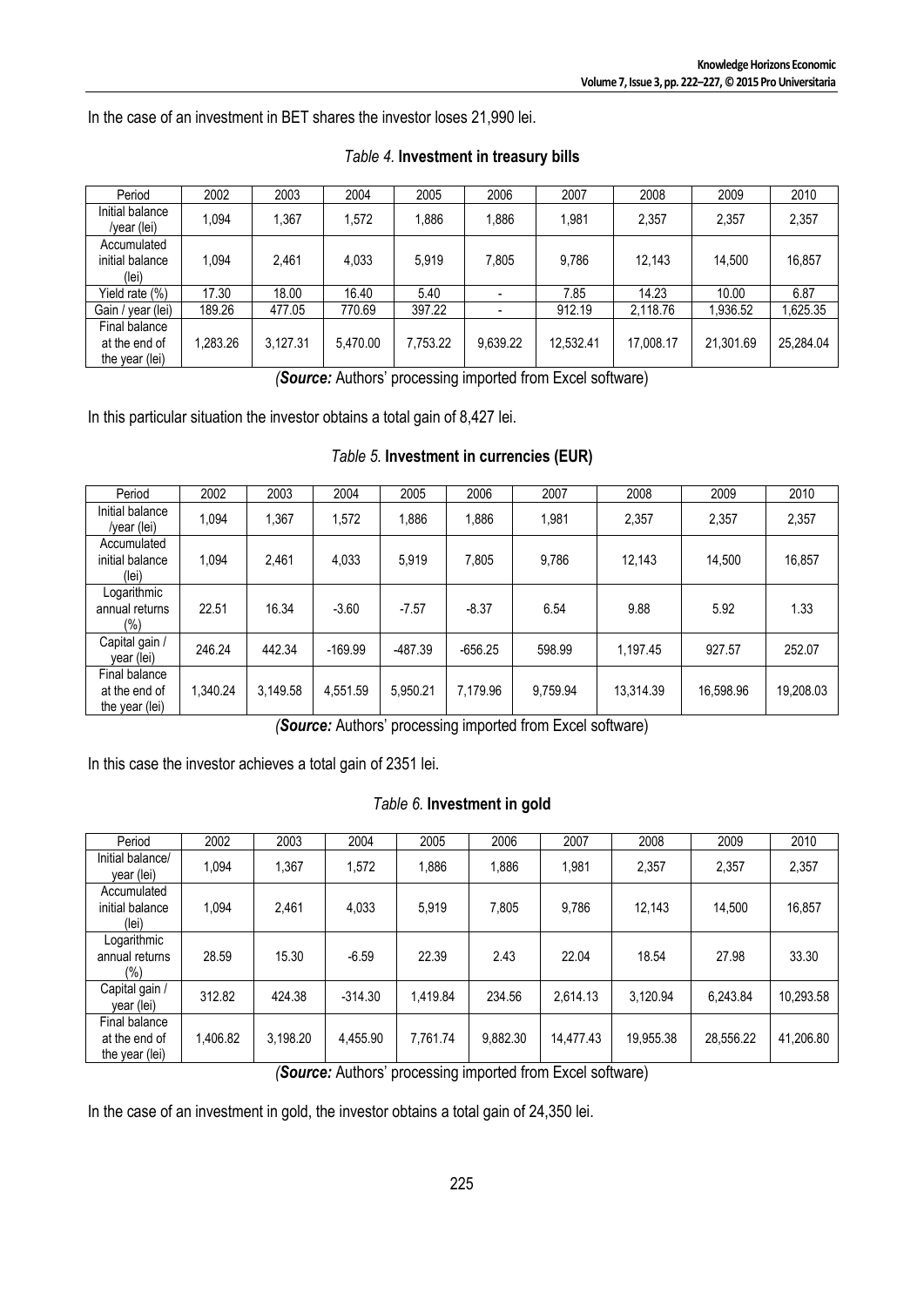In the case of an investment in BET shares the investor loses 21,990 lei.

*Table 4.* **Investment in treasury bills**

| Period | 2002 | 2003 | 2004 | 2005 | 2006 | 2007 | 2008 | 2009 | 2010 |
|---|---|---|---|---|---|---|---|---|---|
| Initial balance /year (lei) | 1,094 | 1,367 | 1,572 | 1,886 | 1,886 | 1,981 | 2,357 | 2,357 | 2,357 |
| Accumulated initial balance (lei) | 1,094 | 2,461 | 4,033 | 5,919 | 7,805 | 9,786 | 12,143 | 14,500 | 16,857 |
| Yield rate (%) | 17.30 | 18.00 | 16.40 | 5.40 | - | 7.85 | 14.23 | 10.00 | 6.87 |
| Gain / year (lei) | 189.26 | 477.05 | 770.69 | 397.22 | - | 912.19 | 2,118.76 | 1,936.52 | 1,625.35 |
| Final balance at the end of the year (lei) | 1,283.26 | 3,127.31 | 5,470.00 | 7,753.22 | 9,639.22 | 12,532.41 | 17,008.17 | 21,301.69 | 25,284.04 |

*(**Source:** Authors' processing imported from Excel software)*

In this particular situation the investor obtains a total gain of 8,427 lei.

*Table 5.* **Investment in currencies (EUR)**

| Period | 2002 | 2003 | 2004 | 2005 | 2006 | 2007 | 2008 | 2009 | 2010 |
|---|---|---|---|---|---|---|---|---|---|
| Initial balance /year (lei) | 1,094 | 1,367 | 1,572 | 1,886 | 1,886 | 1,981 | 2,357 | 2,357 | 2,357 |
| Accumulated initial balance (lei) | 1,094 | 2,461 | 4,033 | 5,919 | 7,805 | 9,786 | 12,143 | 14,500 | 16,857 |
| Logarithmic annual returns (%) | 22.51 | 16.34 | -3.60 | -7.57 | -8.37 | 6.54 | 9.88 | 5.92 | 1.33 |
| Capital gain / year (lei) | 246.24 | 442.34 | -169.99 | -487.39 | -656.25 | 598.99 | 1,197.45 | 927.57 | 252.07 |
| Final balance at the end of the year (lei) | 1,340.24 | 3,149.58 | 4,551.59 | 5,950.21 | 7,179.96 | 9,759.94 | 13,314.39 | 16,598.96 | 19,208.03 |

*(**Source:** Authors' processing imported from Excel software)*

In this case the investor achieves a total gain of 2351 lei.

*Table 6.* **Investment in gold**

| Period | 2002 | 2003 | 2004 | 2005 | 2006 | 2007 | 2008 | 2009 | 2010 |
|---|---|---|---|---|---|---|---|---|---|
| Initial balance/ year (lei) | 1,094 | 1,367 | 1,572 | 1,886 | 1,886 | 1,981 | 2,357 | 2,357 | 2,357 |
| Accumulated initial balance (lei) | 1,094 | 2,461 | 4,033 | 5,919 | 7,805 | 9,786 | 12,143 | 14,500 | 16,857 |
| Logarithmic annual returns (%) | 28.59 | 15.30 | -6.59 | 22.39 | 2.43 | 22.04 | 18.54 | 27.98 | 33.30 |
| Capital gain / year (lei) | 312.82 | 424.38 | -314.30 | 1,419.84 | 234.56 | 2,614.13 | 3,120.94 | 6,243.84 | 10,293.58 |
| Final balance at the end of the year (lei) | 1,406.82 | 3,198.20 | 4,455.90 | 7,761.74 | 9,882.30 | 14,477.43 | 19,955.38 | 28,556.22 | 41,206.80 |

*(**Source:** Authors' processing imported from Excel software)*

In the case of an investment in gold, the investor obtains a total gain of 24,350 lei.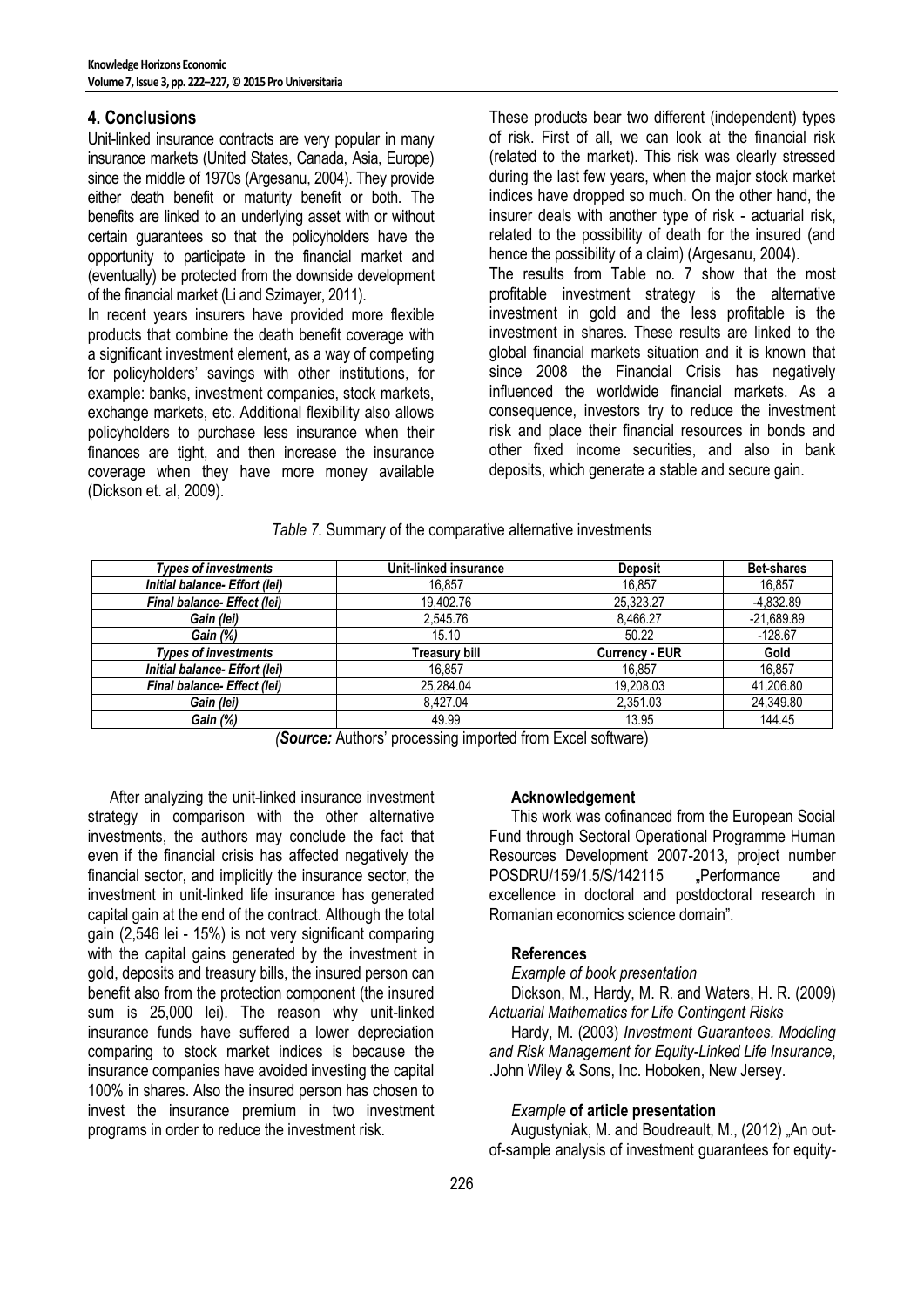## 4. Conclusions

Unit-linked insurance contracts are very popular in many insurance markets (United States, Canada, Asia, Europe) since the middle of 1970s (Argesanu, 2004). They provide either death benefit or maturity benefit or both. The benefits are linked to an underlying asset with or without certain guarantees so that the policyholders have the opportunity to participate in the financial market and (eventually) be protected from the downside development of the financial market (Li and Szimayer, 2011).

In recent years insurers have provided more flexible products that combine the death benefit coverage with a significant investment element, as a way of competing for policyholders' savings with other institutions, for example: banks, investment companies, stock markets, exchange markets, etc. Additional flexibility also allows policyholders to purchase less insurance when their finances are tight, and then increase the insurance coverage when they have more money available (Dickson et. al, 2009).

These products bear two different (independent) types of risk. First of all, we can look at the financial risk (related to the market). This risk was clearly stressed during the last few years, when the major stock market indices have dropped so much. On the other hand, the insurer deals with another type of risk - actuarial risk, related to the possibility of death for the insured (and hence the possibility of a claim) (Argesanu, 2004).

The results from Table no. 7 show that the most profitable investment strategy is the alternative investment in gold and the less profitable is the investment in shares. These results are linked to the global financial markets situation and it is known that since 2008 the Financial Crisis has negatively influenced the worldwide financial markets. As a consequence, investors try to reduce the investment risk and place their financial resources in bonds and other fixed income securities, and also in bank deposits, which generate a stable and secure gain.

*Table 7.* Summary of the comparative alternative investments

| *Types of investments* | **Unit-linked insurance** | **Deposit** | **Bet-shares** |
|---|---|---|---|
| *Initial balance- Effort (lei)* | 16,857 | 16,857 | 16,857 |
| *Final balance- Effect (lei)* | 19,402.76 | 25,323.27 | -4,832.89 |
| *Gain (lei)* | 2,545.76 | 8,466.27 | -21,689.89 |
| *Gain (%)* | 15.10 | 50.22 | -128.67 |
| *Types of investments* | **Treasury bill** | **Currency - EUR** | **Gold** |
| *Initial balance- Effort (lei)* | 16,857 | 16,857 | 16,857 |
| *Final balance- Effect (lei)* | 25,284.04 | 19,208.03 | 41,206.80 |
| *Gain (lei)* | 8,427.04 | 2,351.03 | 24,349.80 |
| *Gain (%)* | 49.99 | 13.95 | 144.45 |

*(**Source:** Authors' processing imported from Excel software)*

After analyzing the unit-linked insurance investment strategy in comparison with the other alternative investments, the authors may conclude the fact that even if the financial crisis has affected negatively the financial sector, and implicitly the insurance sector, the investment in unit-linked life insurance has generated capital gain at the end of the contract. Although the total gain (2,546 lei - 15%) is not very significant comparing with the capital gains generated by the investment in gold, deposits and treasury bills, the insured person can benefit also from the protection component (the insured sum is 25,000 lei). The reason why unit-linked insurance funds have suffered a lower depreciation comparing to stock market indices is because the insurance companies have avoided investing the capital 100% in shares. Also the insured person has chosen to invest the insurance premium in two investment programs in order to reduce the investment risk.

### Acknowledgement

This work was cofinanced from the European Social Fund through Sectoral Operational Programme Human Resources Development 2007-2013, project number POSDRU/159/1.5/S/142115 „Performance and excellence in doctoral and postdoctoral research in Romanian economics science domain".

### References

*Example of book presentation*

Dickson, M., Hardy, M. R. and Waters, H. R. (2009) *Actuarial Mathematics for Life Contingent Risks*

Hardy, M. (2003) *Investment Guarantees. Modeling and Risk Management for Equity-Linked Life Insurance*, .John Wiley & Sons, Inc. Hoboken, New Jersey.

*Example* **of article presentation**

Augustyniak, M. and Boudreault, M., (2012) „An out-of-sample analysis of investment guarantees for equity-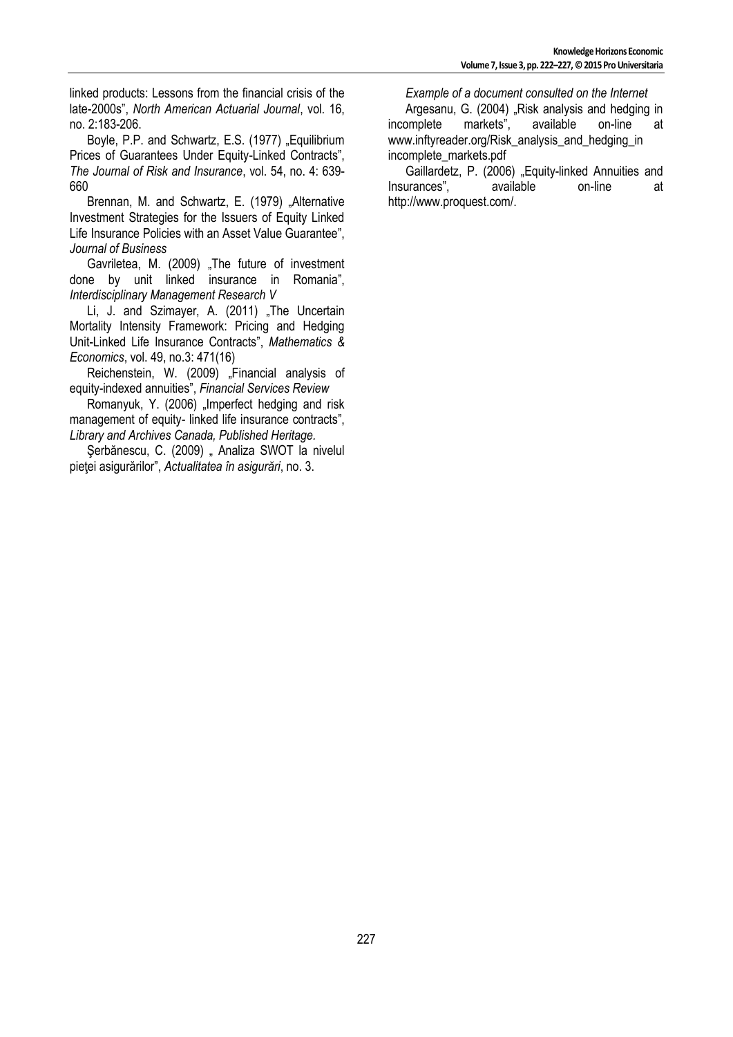linked products: Lessons from the financial crisis of the late-2000s", *North American Actuarial Journal*, vol. 16, no. 2:183-206.

Boyle, P.P. and Schwartz, E.S. (1977) „Equilibrium Prices of Guarantees Under Equity-Linked Contracts", *The Journal of Risk and Insurance*, vol. 54, no. 4: 639-660

Brennan, M. and Schwartz, E. (1979) „Alternative Investment Strategies for the Issuers of Equity Linked Life Insurance Policies with an Asset Value Guarantee", *Journal of Business*

Gavriletea, M. (2009) „The future of investment done by unit linked insurance in Romania", *Interdisciplinary Management Research V*

Li, J. and Szimayer, A. (2011) „The Uncertain Mortality Intensity Framework: Pricing and Hedging Unit-Linked Life Insurance Contracts", *Mathematics & Economics*, vol. 49, no.3: 471(16)

Reichenstein, W. (2009) „Financial analysis of equity-indexed annuities", *Financial Services Review*

Romanyuk, Y. (2006) „Imperfect hedging and risk management of equity- linked life insurance contracts", *Library and Archives Canada, Published Heritage.*

Şerbănescu, C. (2009) „ Analiza SWOT la nivelul pieţei asigurărilor", *Actualitatea în asigurări*, no. 3.

*Example of a document consulted on the Internet*

Argesanu, G. (2004) „Risk analysis and hedging in incomplete markets", available on-line at www.inftyreader.org/Risk_analysis_and_hedging_in incomplete_markets.pdf

Gaillardetz, P. (2006) „Equity-linked Annuities and Insurances", available on-line at http://www.proquest.com/.